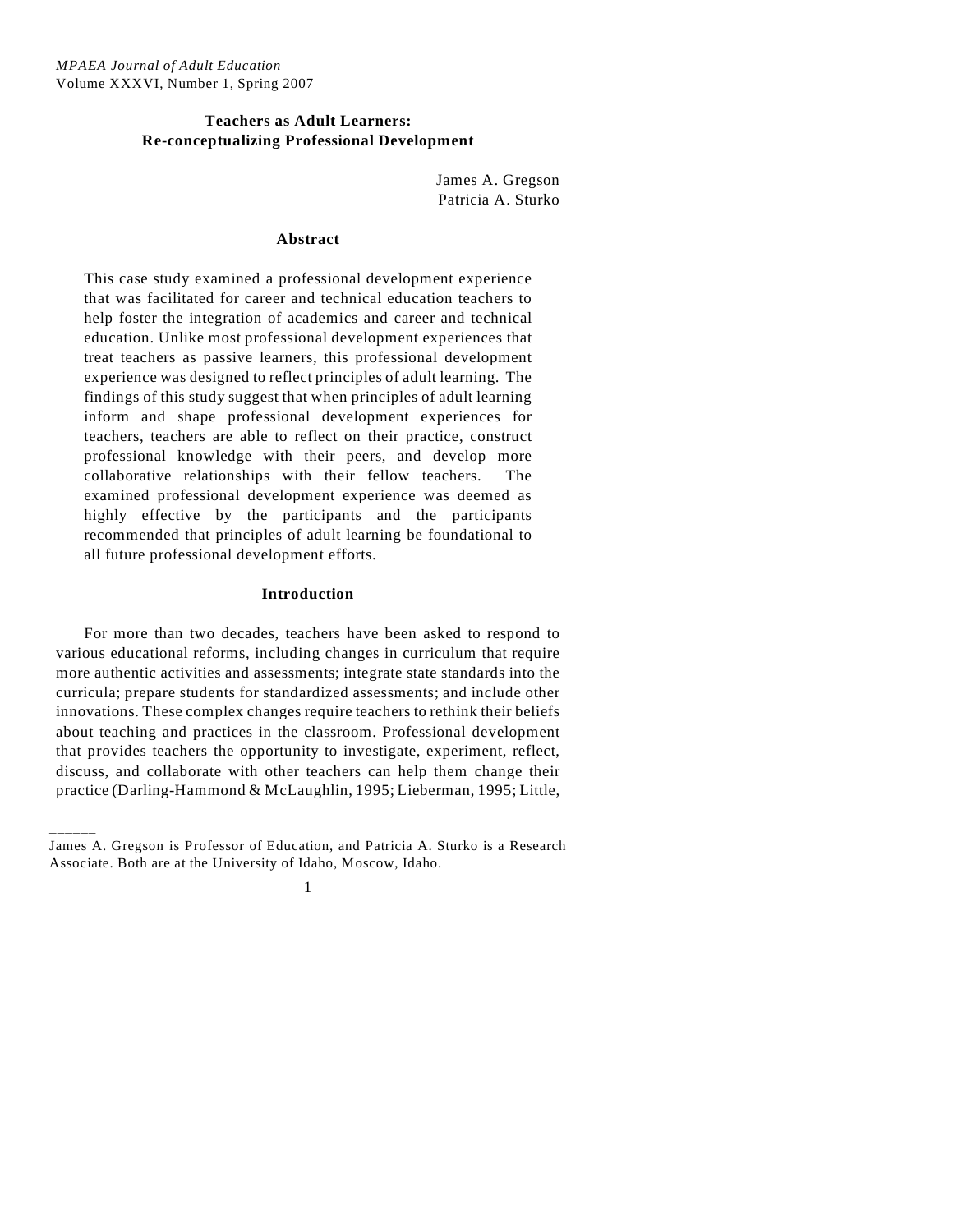# Teachers as Adult Learners: Re-conceptualizing Professional Development

James A. Gregson
Patricia A. Sturko

## Abstract

This case study examined a professional development experience that was facilitated for career and technical education teachers to help foster the integration of academics and career and technical education. Unlike most professional development experiences that treat teachers as passive learners, this professional development experience was designed to reflect principles of adult learning. The findings of this study suggest that when principles of adult learning inform and shape professional development experiences for teachers, teachers are able to reflect on their practice, construct professional knowledge with their peers, and develop more collaborative relationships with their fellow teachers. The examined professional development experience was deemed as highly effective by the participants and the participants recommended that principles of adult learning be foundational to all future professional development efforts.

## Introduction

For more than two decades, teachers have been asked to respond to various educational reforms, including changes in curriculum that require more authentic activities and assessments; integrate state standards into the curricula; prepare students for standardized assessments; and include other innovations. These complex changes require teachers to rethink their beliefs about teaching and practices in the classroom. Professional development that provides teachers the opportunity to investigate, experiment, reflect, discuss, and collaborate with other teachers can help them change their practice (Darling-Hammond & McLaughlin, 1995; Lieberman, 1995; Little,

______

James A. Gregson is Professor of Education, and Patricia A. Sturko is a Research Associate. Both are at the University of Idaho, Moscow, Idaho.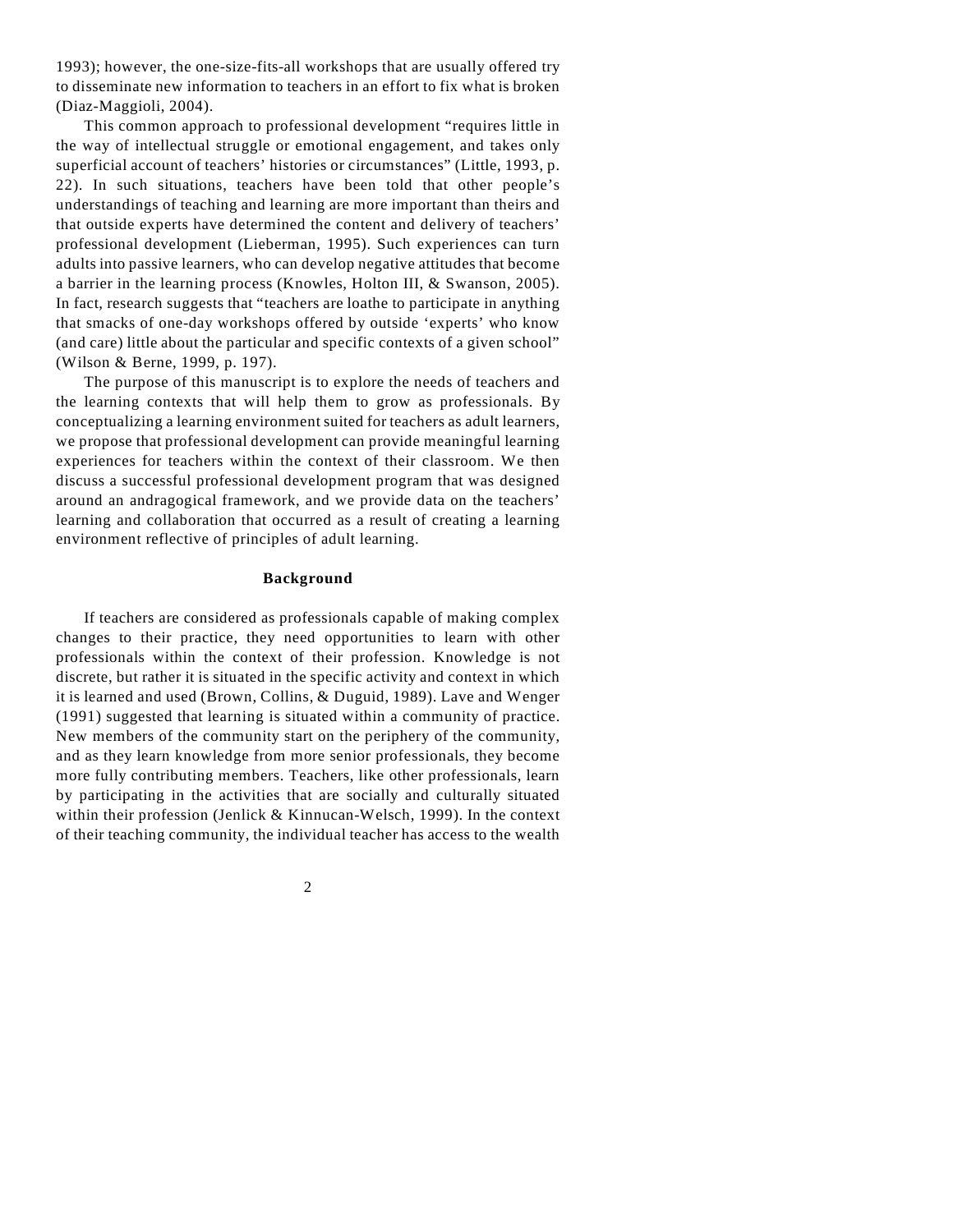1993); however, the one-size-fits-all workshops that are usually offered try to disseminate new information to teachers in an effort to fix what is broken (Diaz-Maggioli, 2004).

This common approach to professional development "requires little in the way of intellectual struggle or emotional engagement, and takes only superficial account of teachers' histories or circumstances" (Little, 1993, p. 22). In such situations, teachers have been told that other people's understandings of teaching and learning are more important than theirs and that outside experts have determined the content and delivery of teachers' professional development (Lieberman, 1995). Such experiences can turn adults into passive learners, who can develop negative attitudes that become a barrier in the learning process (Knowles, Holton III, & Swanson, 2005). In fact, research suggests that "teachers are loathe to participate in anything that smacks of one-day workshops offered by outside 'experts' who know (and care) little about the particular and specific contexts of a given school" (Wilson & Berne, 1999, p. 197).

The purpose of this manuscript is to explore the needs of teachers and the learning contexts that will help them to grow as professionals. By conceptualizing a learning environment suited for teachers as adult learners, we propose that professional development can provide meaningful learning experiences for teachers within the context of their classroom. We then discuss a successful professional development program that was designed around an andragogical framework, and we provide data on the teachers' learning and collaboration that occurred as a result of creating a learning environment reflective of principles of adult learning.

## Background

If teachers are considered as professionals capable of making complex changes to their practice, they need opportunities to learn with other professionals within the context of their profession. Knowledge is not discrete, but rather it is situated in the specific activity and context in which it is learned and used (Brown, Collins, & Duguid, 1989). Lave and Wenger (1991) suggested that learning is situated within a community of practice. New members of the community start on the periphery of the community, and as they learn knowledge from more senior professionals, they become more fully contributing members. Teachers, like other professionals, learn by participating in the activities that are socially and culturally situated within their profession (Jenlick & Kinnucan-Welsch, 1999). In the context of their teaching community, the individual teacher has access to the wealth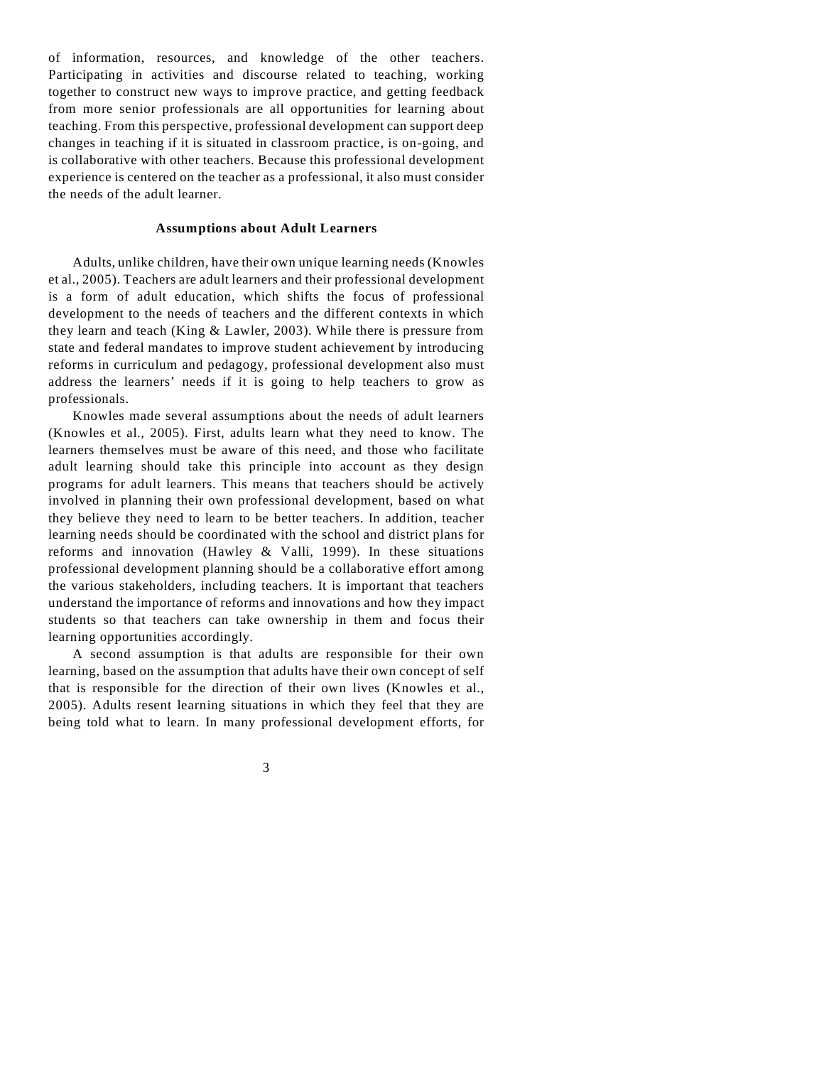of information, resources, and knowledge of the other teachers. Participating in activities and discourse related to teaching, working together to construct new ways to improve practice, and getting feedback from more senior professionals are all opportunities for learning about teaching. From this perspective, professional development can support deep changes in teaching if it is situated in classroom practice, is on-going, and is collaborative with other teachers. Because this professional development experience is centered on the teacher as a professional, it also must consider the needs of the adult learner.

## Assumptions about Adult Learners

Adults, unlike children, have their own unique learning needs (Knowles et al., 2005). Teachers are adult learners and their professional development is a form of adult education, which shifts the focus of professional development to the needs of teachers and the different contexts in which they learn and teach (King & Lawler, 2003). While there is pressure from state and federal mandates to improve student achievement by introducing reforms in curriculum and pedagogy, professional development also must address the learners' needs if it is going to help teachers to grow as professionals.

Knowles made several assumptions about the needs of adult learners (Knowles et al., 2005). First, adults learn what they need to know. The learners themselves must be aware of this need, and those who facilitate adult learning should take this principle into account as they design programs for adult learners. This means that teachers should be actively involved in planning their own professional development, based on what they believe they need to learn to be better teachers. In addition, teacher learning needs should be coordinated with the school and district plans for reforms and innovation (Hawley & Valli, 1999). In these situations professional development planning should be a collaborative effort among the various stakeholders, including teachers. It is important that teachers understand the importance of reforms and innovations and how they impact students so that teachers can take ownership in them and focus their learning opportunities accordingly.

A second assumption is that adults are responsible for their own learning, based on the assumption that adults have their own concept of self that is responsible for the direction of their own lives (Knowles et al., 2005). Adults resent learning situations in which they feel that they are being told what to learn. In many professional development efforts, for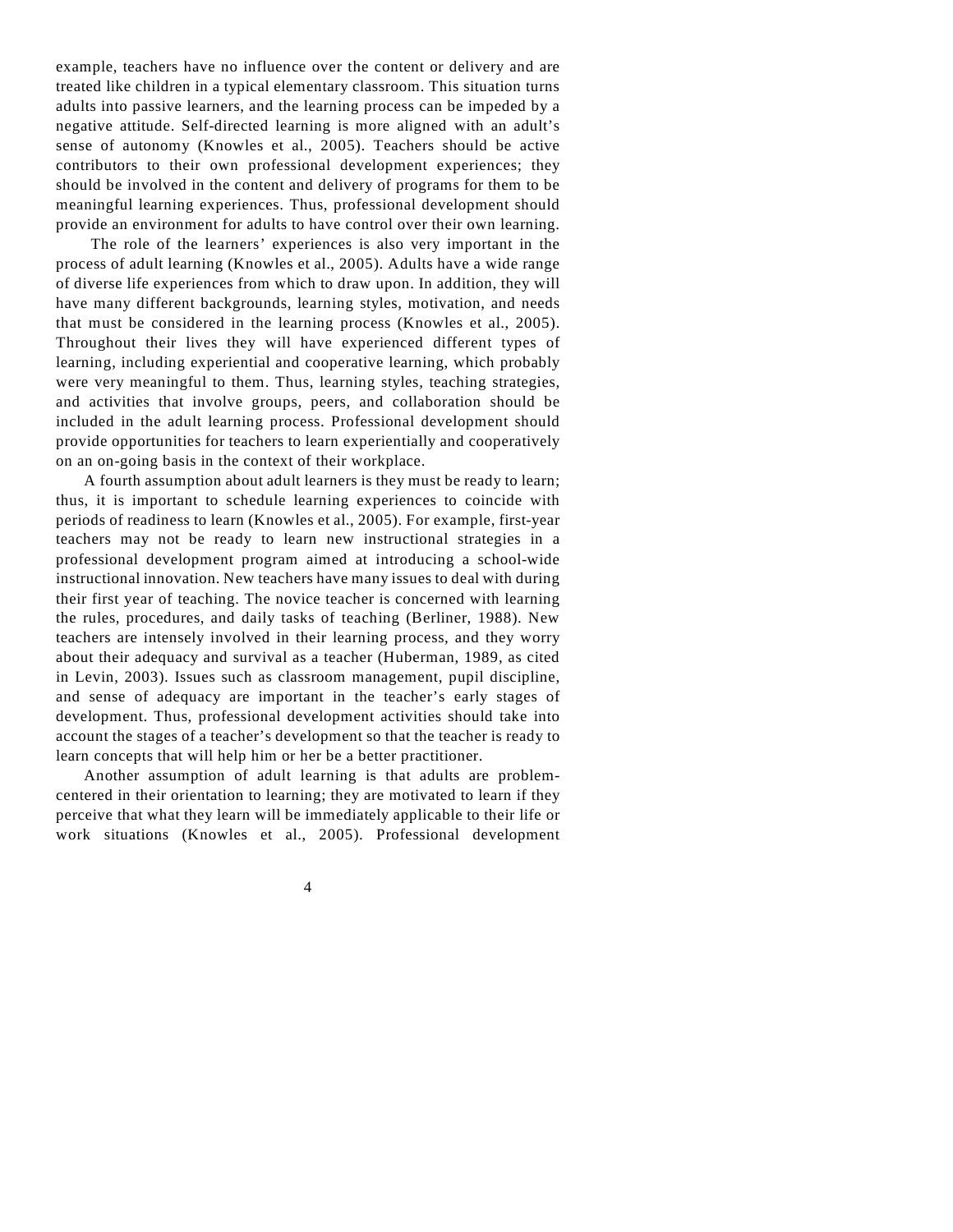example, teachers have no influence over the content or delivery and are treated like children in a typical elementary classroom. This situation turns adults into passive learners, and the learning process can be impeded by a negative attitude. Self-directed learning is more aligned with an adult's sense of autonomy (Knowles et al., 2005). Teachers should be active contributors to their own professional development experiences; they should be involved in the content and delivery of programs for them to be meaningful learning experiences. Thus, professional development should provide an environment for adults to have control over their own learning.

The role of the learners' experiences is also very important in the process of adult learning (Knowles et al., 2005). Adults have a wide range of diverse life experiences from which to draw upon. In addition, they will have many different backgrounds, learning styles, motivation, and needs that must be considered in the learning process (Knowles et al., 2005). Throughout their lives they will have experienced different types of learning, including experiential and cooperative learning, which probably were very meaningful to them. Thus, learning styles, teaching strategies, and activities that involve groups, peers, and collaboration should be included in the adult learning process. Professional development should provide opportunities for teachers to learn experientially and cooperatively on an on-going basis in the context of their workplace.

A fourth assumption about adult learners is they must be ready to learn; thus, it is important to schedule learning experiences to coincide with periods of readiness to learn (Knowles et al., 2005). For example, first-year teachers may not be ready to learn new instructional strategies in a professional development program aimed at introducing a school-wide instructional innovation. New teachers have many issues to deal with during their first year of teaching. The novice teacher is concerned with learning the rules, procedures, and daily tasks of teaching (Berliner, 1988). New teachers are intensely involved in their learning process, and they worry about their adequacy and survival as a teacher (Huberman, 1989, as cited in Levin, 2003). Issues such as classroom management, pupil discipline, and sense of adequacy are important in the teacher's early stages of development. Thus, professional development activities should take into account the stages of a teacher's development so that the teacher is ready to learn concepts that will help him or her be a better practitioner.

Another assumption of adult learning is that adults are problem-centered in their orientation to learning; they are motivated to learn if they perceive that what they learn will be immediately applicable to their life or work situations (Knowles et al., 2005). Professional development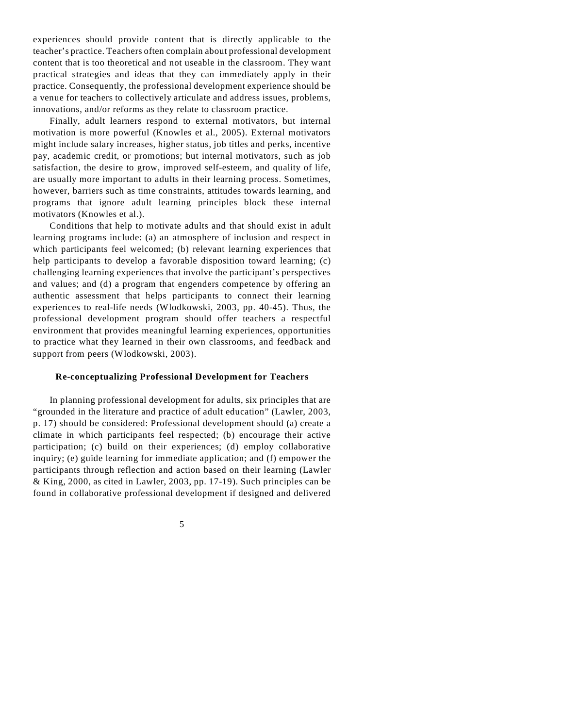experiences should provide content that is directly applicable to the teacher's practice. Teachers often complain about professional development content that is too theoretical and not useable in the classroom. They want practical strategies and ideas that they can immediately apply in their practice. Consequently, the professional development experience should be a venue for teachers to collectively articulate and address issues, problems, innovations, and/or reforms as they relate to classroom practice.

Finally, adult learners respond to external motivators, but internal motivation is more powerful (Knowles et al., 2005). External motivators might include salary increases, higher status, job titles and perks, incentive pay, academic credit, or promotions; but internal motivators, such as job satisfaction, the desire to grow, improved self-esteem, and quality of life, are usually more important to adults in their learning process. Sometimes, however, barriers such as time constraints, attitudes towards learning, and programs that ignore adult learning principles block these internal motivators (Knowles et al.).

Conditions that help to motivate adults and that should exist in adult learning programs include: (a) an atmosphere of inclusion and respect in which participants feel welcomed; (b) relevant learning experiences that help participants to develop a favorable disposition toward learning; (c) challenging learning experiences that involve the participant's perspectives and values; and (d) a program that engenders competence by offering an authentic assessment that helps participants to connect their learning experiences to real-life needs (Wlodkowski, 2003, pp. 40-45). Thus, the professional development program should offer teachers a respectful environment that provides meaningful learning experiences, opportunities to practice what they learned in their own classrooms, and feedback and support from peers (Wlodkowski, 2003).

## Re-conceptualizing Professional Development for Teachers

In planning professional development for adults, six principles that are "grounded in the literature and practice of adult education" (Lawler, 2003, p. 17) should be considered: Professional development should (a) create a climate in which participants feel respected; (b) encourage their active participation; (c) build on their experiences; (d) employ collaborative inquiry; (e) guide learning for immediate application; and (f) empower the participants through reflection and action based on their learning (Lawler & King, 2000, as cited in Lawler, 2003, pp. 17-19). Such principles can be found in collaborative professional development if designed and delivered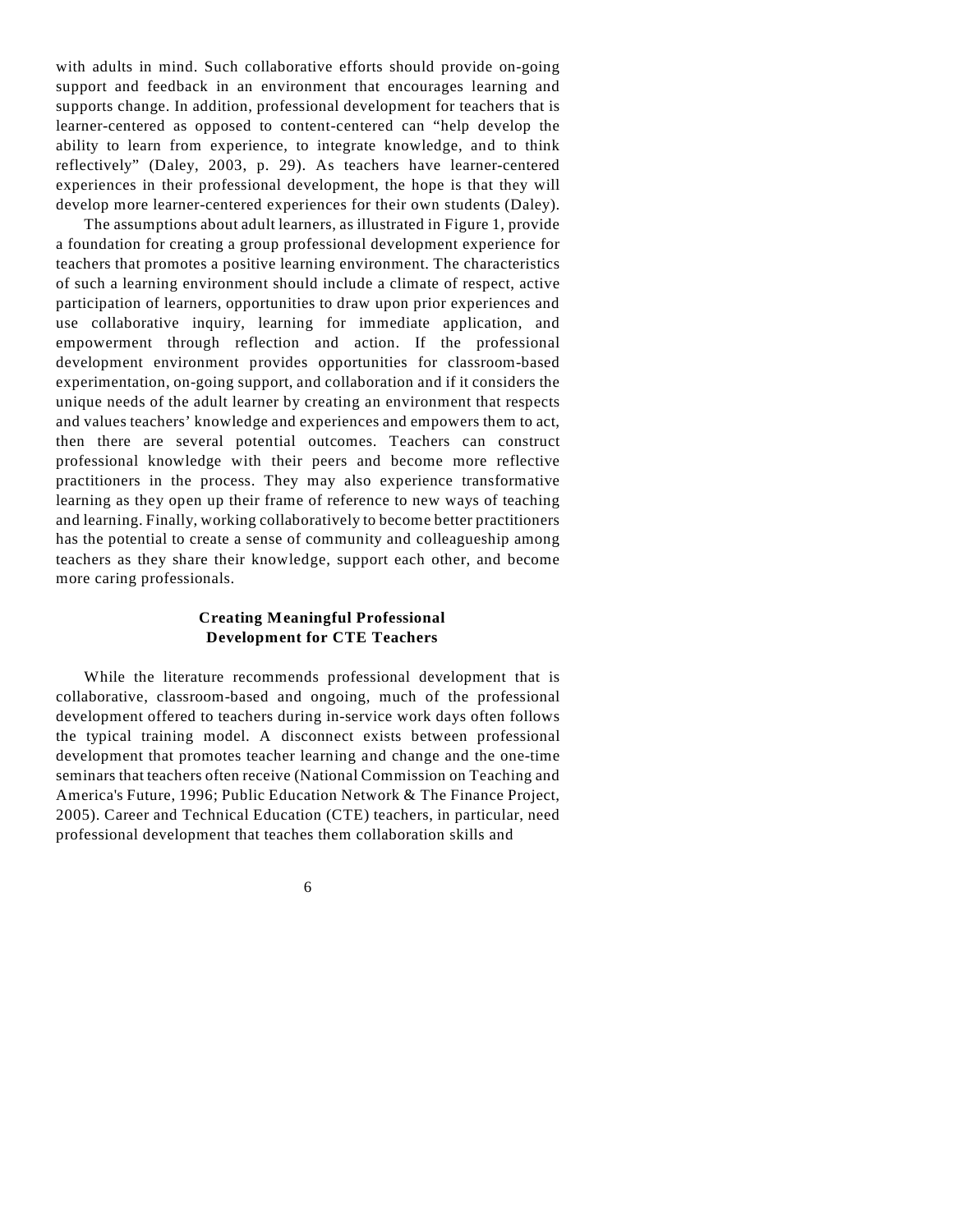with adults in mind. Such collaborative efforts should provide on-going support and feedback in an environment that encourages learning and supports change. In addition, professional development for teachers that is learner-centered as opposed to content-centered can "help develop the ability to learn from experience, to integrate knowledge, and to think reflectively" (Daley, 2003, p. 29). As teachers have learner-centered experiences in their professional development, the hope is that they will develop more learner-centered experiences for their own students (Daley).

The assumptions about adult learners, as illustrated in Figure 1, provide a foundation for creating a group professional development experience for teachers that promotes a positive learning environment. The characteristics of such a learning environment should include a climate of respect, active participation of learners, opportunities to draw upon prior experiences and use collaborative inquiry, learning for immediate application, and empowerment through reflection and action. If the professional development environment provides opportunities for classroom-based experimentation, on-going support, and collaboration and if it considers the unique needs of the adult learner by creating an environment that respects and values teachers' knowledge and experiences and empowers them to act, then there are several potential outcomes. Teachers can construct professional knowledge with their peers and become more reflective practitioners in the process. They may also experience transformative learning as they open up their frame of reference to new ways of teaching and learning. Finally, working collaboratively to become better practitioners has the potential to create a sense of community and colleagueship among teachers as they share their knowledge, support each other, and become more caring professionals.

## Creating Meaningful Professional Development for CTE Teachers

While the literature recommends professional development that is collaborative, classroom-based and ongoing, much of the professional development offered to teachers during in-service work days often follows the typical training model. A disconnect exists between professional development that promotes teacher learning and change and the one-time seminars that teachers often receive (National Commission on Teaching and America's Future, 1996; Public Education Network & The Finance Project, 2005). Career and Technical Education (CTE) teachers, in particular, need professional development that teaches them collaboration skills and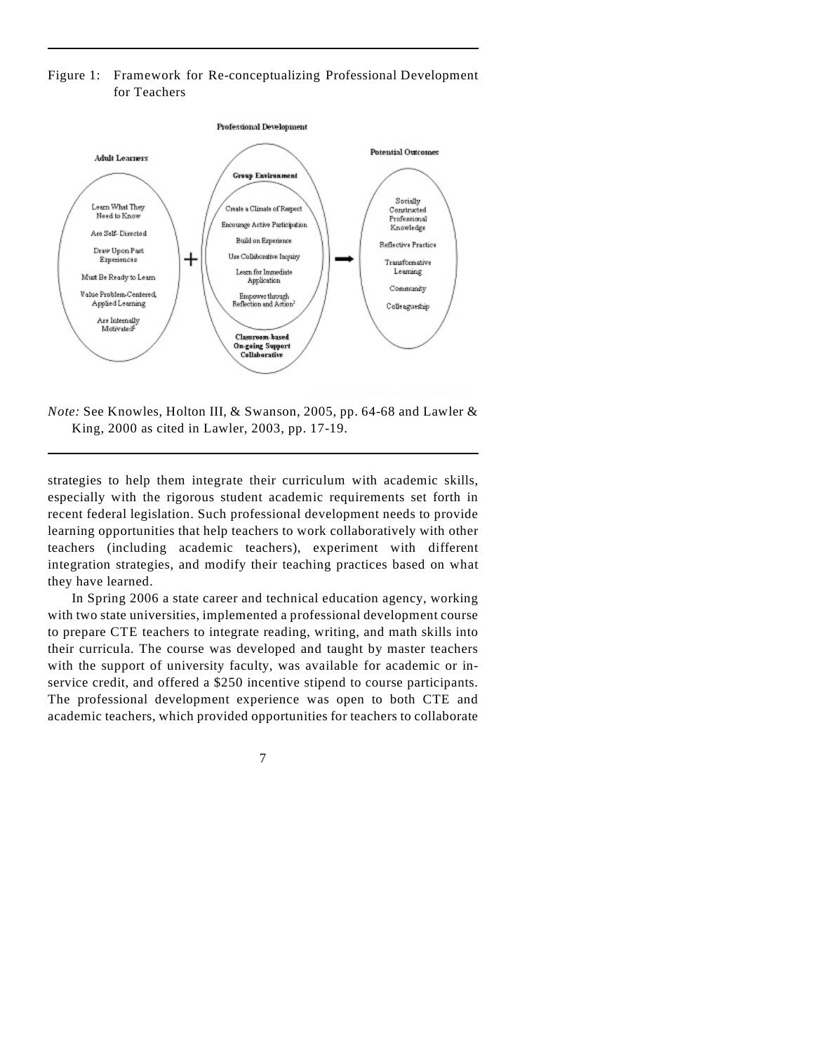Figure 1: Framework for Re-conceptualizing Professional Development for Teachers

**Professional Development**

**Adult Learners**

- Learn What They Need to Know
- Are Self- Directed
- Draw Upon Past Experiences
- Must Be Ready to Learn
- Value Problem-Centered, Applied Learning
- Are Internally Motivated[1]

+

**Group Environment**

- Create a Climate of Respect
- Encourage Active Participation
- Build on Experience
- Use Collaborative Inquiry
- Learn for Immediate Application
- Empower through Reflection and Action[2]

**Classroom-based On-going Support Collaborative**

→

**Potential Outcomes**

- Socially Constructed Professional Knowledge
- Reflective Practice
- Transformative Learning
- Community
- Colleagueship

*Note:* See Knowles, Holton III, & Swanson, 2005, pp. 64-68 and Lawler & King, 2000 as cited in Lawler, 2003, pp. 17-19.

strategies to help them integrate their curriculum with academic skills, especially with the rigorous student academic requirements set forth in recent federal legislation. Such professional development needs to provide learning opportunities that help teachers to work collaboratively with other teachers (including academic teachers), experiment with different integration strategies, and modify their teaching practices based on what they have learned.

In Spring 2006 a state career and technical education agency, working with two state universities, implemented a professional development course to prepare CTE teachers to integrate reading, writing, and math skills into their curricula. The course was developed and taught by master teachers with the support of university faculty, was available for academic or in-service credit, and offered a $250 incentive stipend to course participants. The professional development experience was open to both CTE and academic teachers, which provided opportunities for teachers to collaborate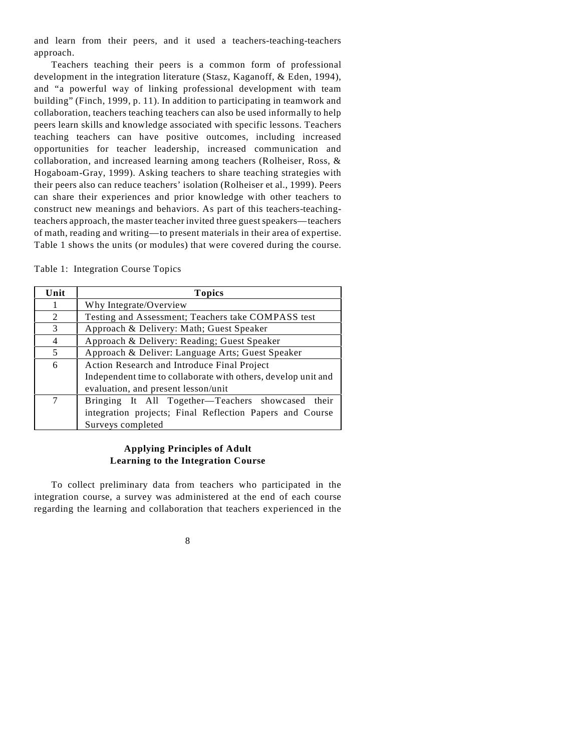and learn from their peers, and it used a teachers-teaching-teachers approach.

Teachers teaching their peers is a common form of professional development in the integration literature (Stasz, Kaganoff, & Eden, 1994), and "a powerful way of linking professional development with team building" (Finch, 1999, p. 11). In addition to participating in teamwork and collaboration, teachers teaching teachers can also be used informally to help peers learn skills and knowledge associated with specific lessons. Teachers teaching teachers can have positive outcomes, including increased opportunities for teacher leadership, increased communication and collaboration, and increased learning among teachers (Rolheiser, Ross, & Hogaboam-Gray, 1999). Asking teachers to share teaching strategies with their peers also can reduce teachers' isolation (Rolheiser et al., 1999). Peers can share their experiences and prior knowledge with other teachers to construct new meanings and behaviors. As part of this teachers-teaching-teachers approach, the master teacher invited three guest speakers—teachers of math, reading and writing—to present materials in their area of expertise. Table 1 shows the units (or modules) that were covered during the course.

Table 1: Integration Course Topics

| Unit | Topics |
|---|---|
| 1 | Why Integrate/Overview |
| 2 | Testing and Assessment; Teachers take COMPASS test |
| 3 | Approach & Delivery: Math; Guest Speaker |
| 4 | Approach & Delivery: Reading; Guest Speaker |
| 5 | Approach & Deliver: Language Arts; Guest Speaker |
| 6 | Action Research and Introduce Final Project<br>Independent time to collaborate with others, develop unit and evaluation, and present lesson/unit |
| 7 | Bringing It All Together—Teachers showcased their integration projects; Final Reflection Papers and Course Surveys completed |

## Applying Principles of Adult Learning to the Integration Course

To collect preliminary data from teachers who participated in the integration course, a survey was administered at the end of each course regarding the learning and collaboration that teachers experienced in the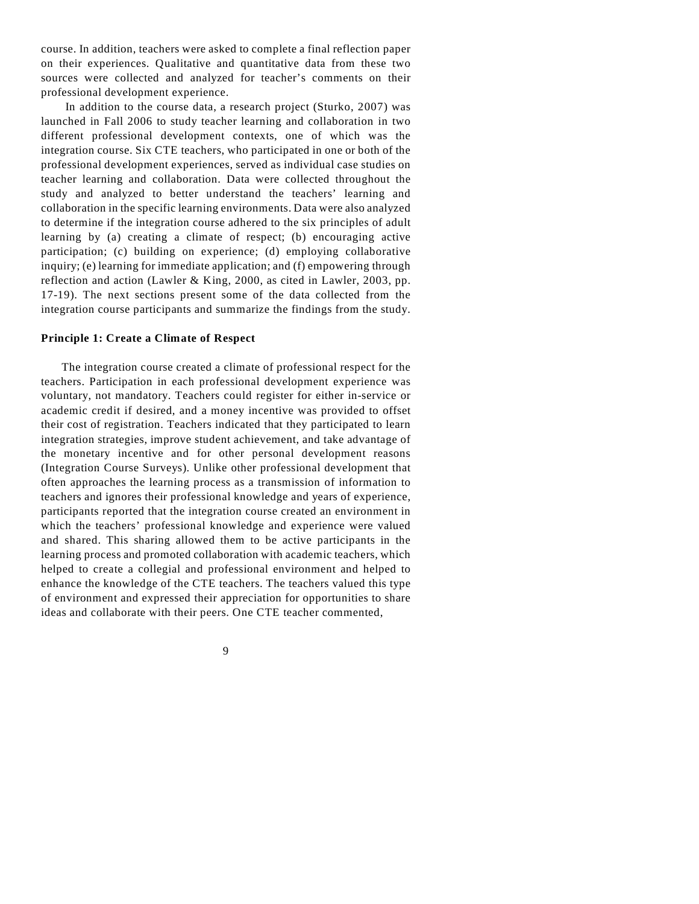course. In addition, teachers were asked to complete a final reflection paper on their experiences. Qualitative and quantitative data from these two sources were collected and analyzed for teacher's comments on their professional development experience.

In addition to the course data, a research project (Sturko, 2007) was launched in Fall 2006 to study teacher learning and collaboration in two different professional development contexts, one of which was the integration course. Six CTE teachers, who participated in one or both of the professional development experiences, served as individual case studies on teacher learning and collaboration. Data were collected throughout the study and analyzed to better understand the teachers' learning and collaboration in the specific learning environments. Data were also analyzed to determine if the integration course adhered to the six principles of adult learning by (a) creating a climate of respect; (b) encouraging active participation; (c) building on experience; (d) employing collaborative inquiry; (e) learning for immediate application; and (f) empowering through reflection and action (Lawler & King, 2000, as cited in Lawler, 2003, pp. 17-19). The next sections present some of the data collected from the integration course participants and summarize the findings from the study.

**Principle 1: Create a Climate of Respect**

The integration course created a climate of professional respect for the teachers. Participation in each professional development experience was voluntary, not mandatory. Teachers could register for either in-service or academic credit if desired, and a money incentive was provided to offset their cost of registration. Teachers indicated that they participated to learn integration strategies, improve student achievement, and take advantage of the monetary incentive and for other personal development reasons (Integration Course Surveys). Unlike other professional development that often approaches the learning process as a transmission of information to teachers and ignores their professional knowledge and years of experience, participants reported that the integration course created an environment in which the teachers' professional knowledge and experience were valued and shared. This sharing allowed them to be active participants in the learning process and promoted collaboration with academic teachers, which helped to create a collegial and professional environment and helped to enhance the knowledge of the CTE teachers. The teachers valued this type of environment and expressed their appreciation for opportunities to share ideas and collaborate with their peers. One CTE teacher commented,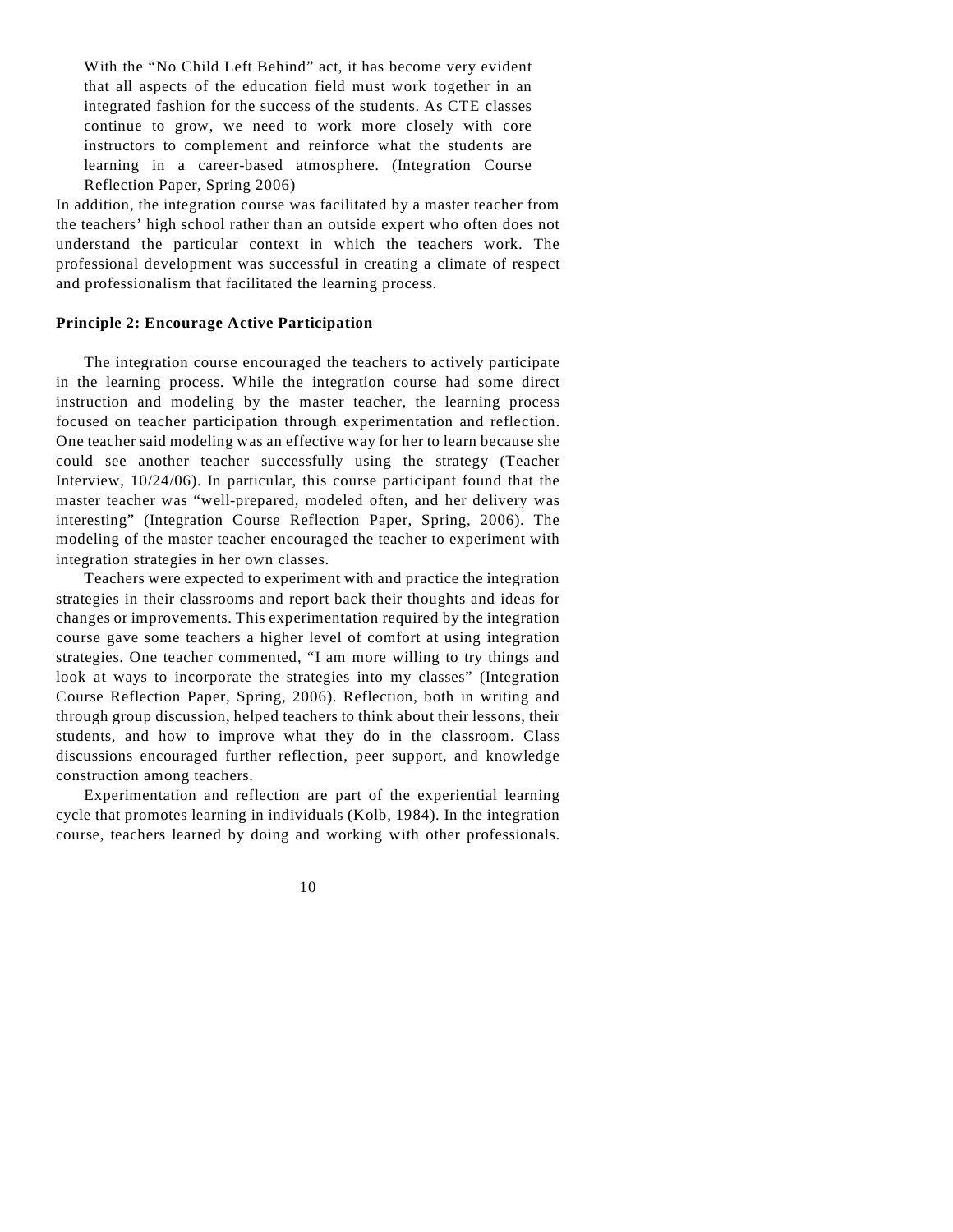> With the “No Child Left Behind” act, it has become very evident that all aspects of the education field must work together in an integrated fashion for the success of the students. As CTE classes continue to grow, we need to work more closely with core instructors to complement and reinforce what the students are learning in a career-based atmosphere. (Integration Course Reflection Paper, Spring 2006)

In addition, the integration course was facilitated by a master teacher from the teachers’ high school rather than an outside expert who often does not understand the particular context in which the teachers work. The professional development was successful in creating a climate of respect and professionalism that facilitated the learning process.

**Principle 2: Encourage Active Participation**

The integration course encouraged the teachers to actively participate in the learning process. While the integration course had some direct instruction and modeling by the master teacher, the learning process focused on teacher participation through experimentation and reflection. One teacher said modeling was an effective way for her to learn because she could see another teacher successfully using the strategy (Teacher Interview, 10/24/06). In particular, this course participant found that the master teacher was “well-prepared, modeled often, and her delivery was interesting” (Integration Course Reflection Paper, Spring, 2006). The modeling of the master teacher encouraged the teacher to experiment with integration strategies in her own classes.

Teachers were expected to experiment with and practice the integration strategies in their classrooms and report back their thoughts and ideas for changes or improvements. This experimentation required by the integration course gave some teachers a higher level of comfort at using integration strategies. One teacher commented, “I am more willing to try things and look at ways to incorporate the strategies into my classes” (Integration Course Reflection Paper, Spring, 2006). Reflection, both in writing and through group discussion, helped teachers to think about their lessons, their students, and how to improve what they do in the classroom. Class discussions encouraged further reflection, peer support, and knowledge construction among teachers.

Experimentation and reflection are part of the experiential learning cycle that promotes learning in individuals (Kolb, 1984). In the integration course, teachers learned by doing and working with other professionals.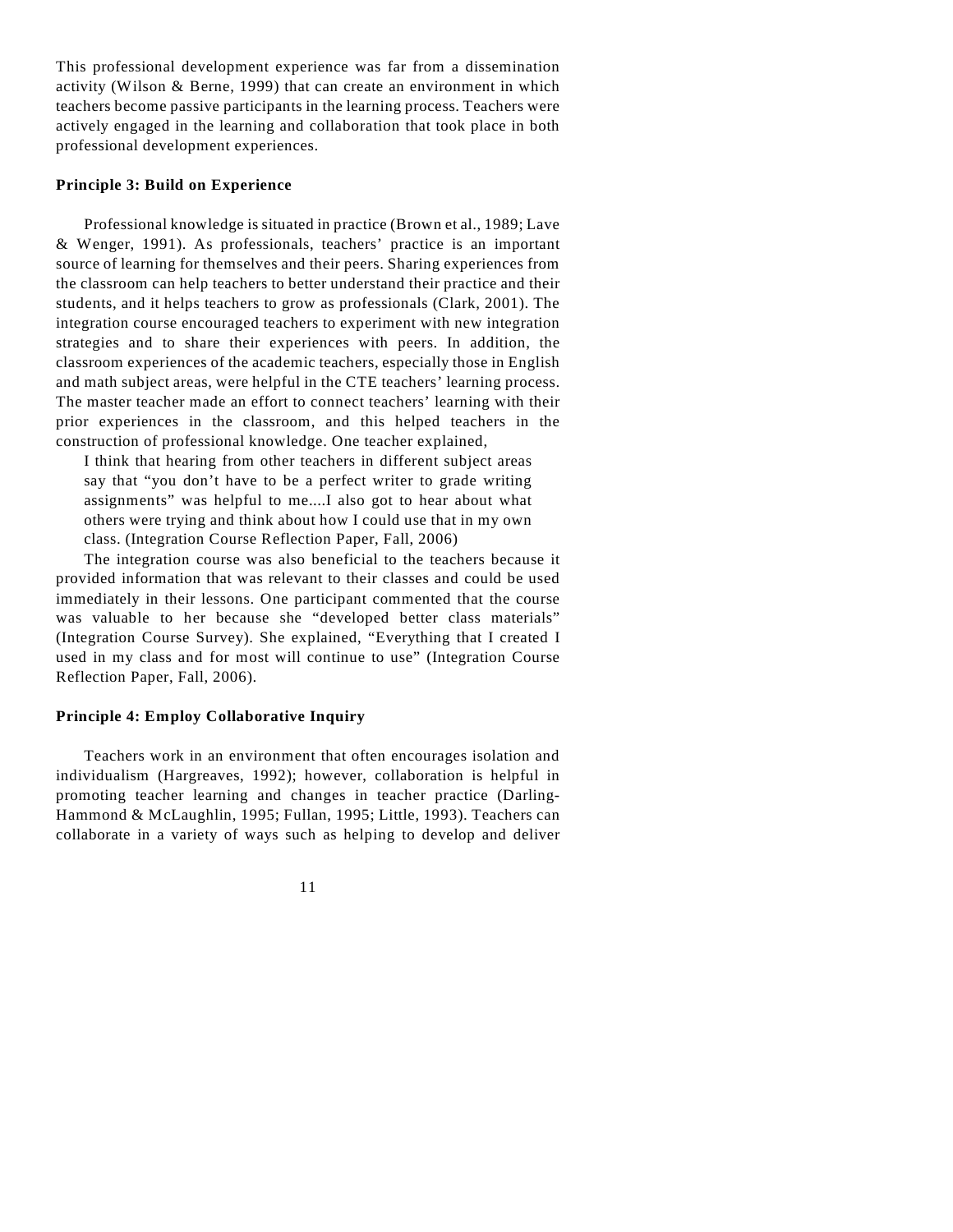This professional development experience was far from a dissemination activity (Wilson & Berne, 1999) that can create an environment in which teachers become passive participants in the learning process. Teachers were actively engaged in the learning and collaboration that took place in both professional development experiences.

### Principle 3: Build on Experience

Professional knowledge is situated in practice (Brown et al., 1989; Lave & Wenger, 1991). As professionals, teachers' practice is an important source of learning for themselves and their peers. Sharing experiences from the classroom can help teachers to better understand their practice and their students, and it helps teachers to grow as professionals (Clark, 2001). The integration course encouraged teachers to experiment with new integration strategies and to share their experiences with peers. In addition, the classroom experiences of the academic teachers, especially those in English and math subject areas, were helpful in the CTE teachers' learning process. The master teacher made an effort to connect teachers' learning with their prior experiences in the classroom, and this helped teachers in the construction of professional knowledge. One teacher explained,

> I think that hearing from other teachers in different subject areas say that "you don't have to be a perfect writer to grade writing assignments" was helpful to me....I also got to hear about what others were trying and think about how I could use that in my own class. (Integration Course Reflection Paper, Fall, 2006)

The integration course was also beneficial to the teachers because it provided information that was relevant to their classes and could be used immediately in their lessons. One participant commented that the course was valuable to her because she "developed better class materials" (Integration Course Survey). She explained, "Everything that I created I used in my class and for most will continue to use" (Integration Course Reflection Paper, Fall, 2006).

### Principle 4: Employ Collaborative Inquiry

Teachers work in an environment that often encourages isolation and individualism (Hargreaves, 1992); however, collaboration is helpful in promoting teacher learning and changes in teacher practice (Darling-Hammond & McLaughlin, 1995; Fullan, 1995; Little, 1993). Teachers can collaborate in a variety of ways such as helping to develop and deliver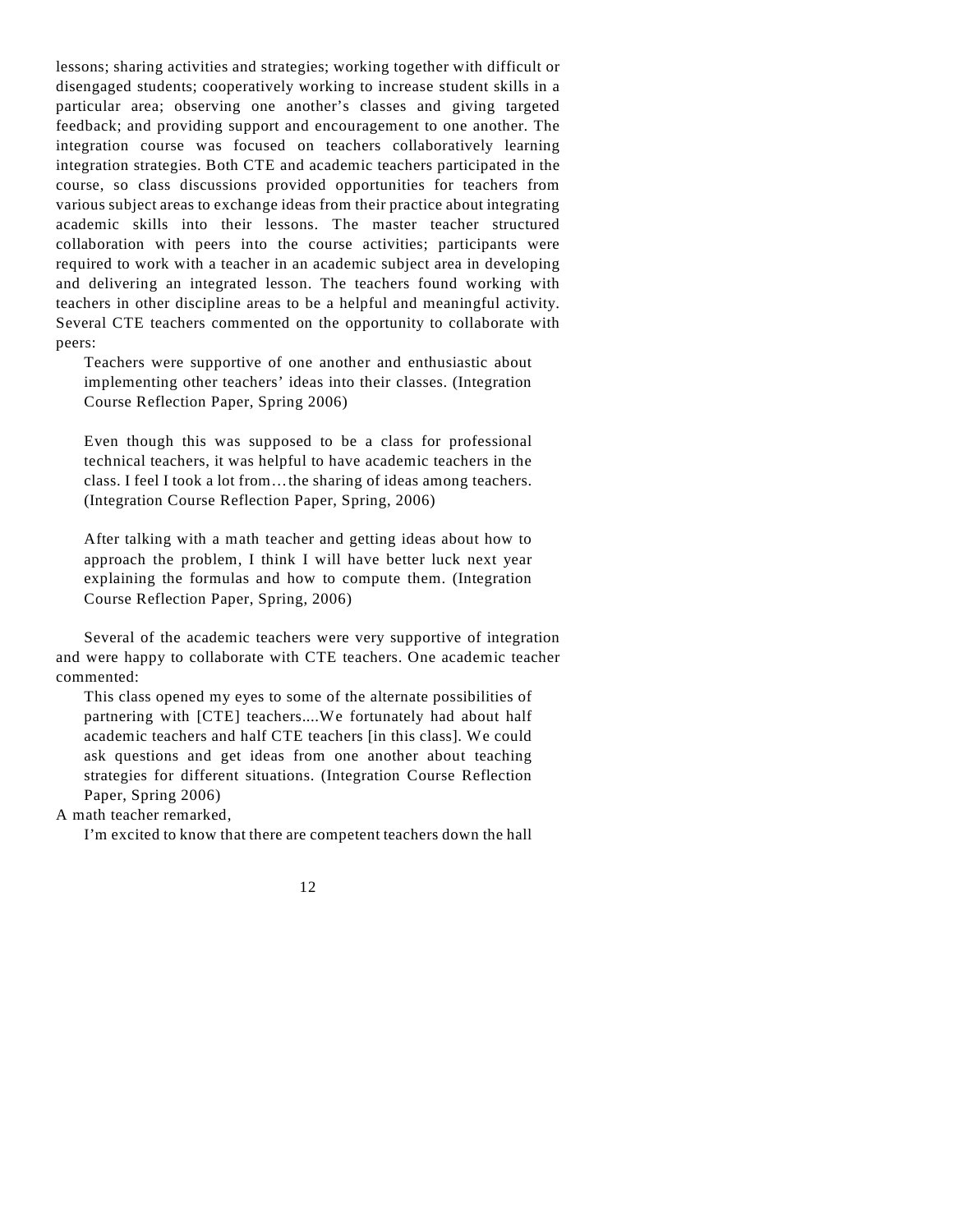lessons; sharing activities and strategies; working together with difficult or disengaged students; cooperatively working to increase student skills in a particular area; observing one another's classes and giving targeted feedback; and providing support and encouragement to one another. The integration course was focused on teachers collaboratively learning integration strategies. Both CTE and academic teachers participated in the course, so class discussions provided opportunities for teachers from various subject areas to exchange ideas from their practice about integrating academic skills into their lessons. The master teacher structured collaboration with peers into the course activities; participants were required to work with a teacher in an academic subject area in developing and delivering an integrated lesson. The teachers found working with teachers in other discipline areas to be a helpful and meaningful activity. Several CTE teachers commented on the opportunity to collaborate with peers:

> Teachers were supportive of one another and enthusiastic about implementing other teachers' ideas into their classes. (Integration Course Reflection Paper, Spring 2006)

> Even though this was supposed to be a class for professional technical teachers, it was helpful to have academic teachers in the class. I feel I took a lot from…the sharing of ideas among teachers. (Integration Course Reflection Paper, Spring, 2006)

> After talking with a math teacher and getting ideas about how to approach the problem, I think I will have better luck next year explaining the formulas and how to compute them. (Integration Course Reflection Paper, Spring, 2006)

Several of the academic teachers were very supportive of integration and were happy to collaborate with CTE teachers. One academic teacher commented:

> This class opened my eyes to some of the alternate possibilities of partnering with [CTE] teachers....We fortunately had about half academic teachers and half CTE teachers [in this class]. We could ask questions and get ideas from one another about teaching strategies for different situations. (Integration Course Reflection Paper, Spring 2006)

A math teacher remarked,

> I'm excited to know that there are competent teachers down the hall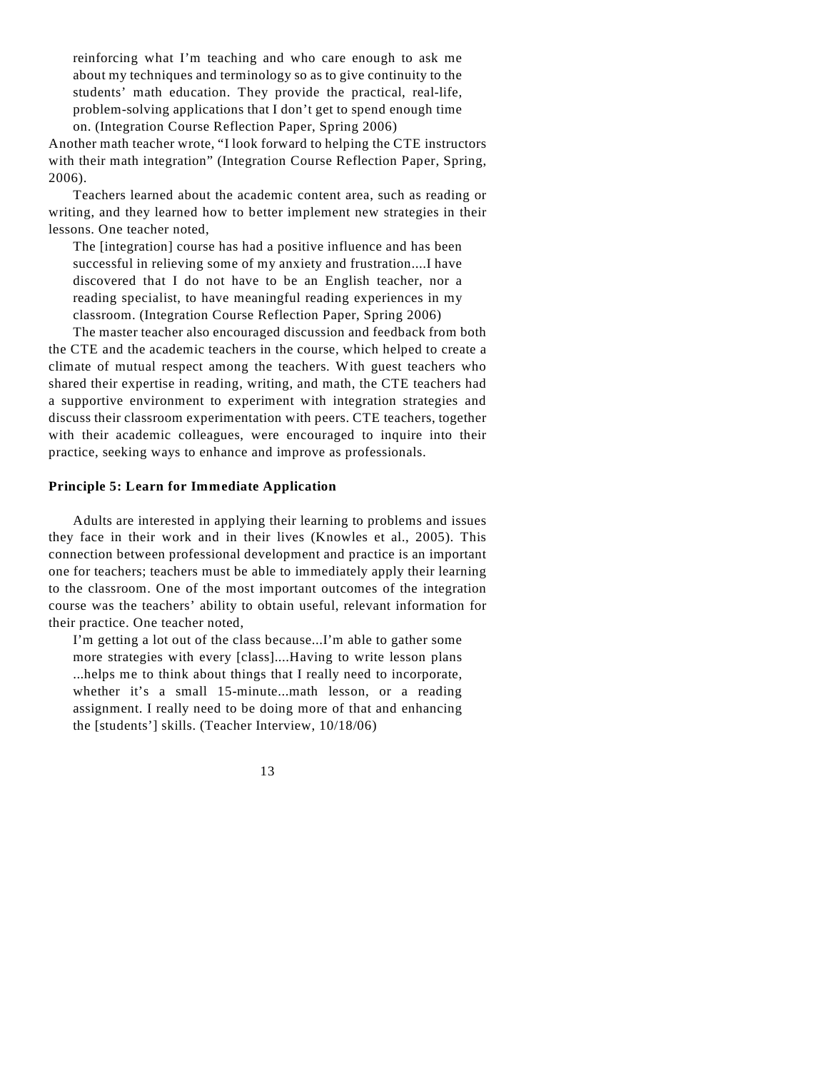> reinforcing what I'm teaching and who care enough to ask me about my techniques and terminology so as to give continuity to the students' math education. They provide the practical, real-life, problem-solving applications that I don't get to spend enough time on. (Integration Course Reflection Paper, Spring 2006)

Another math teacher wrote, "I look forward to helping the CTE instructors with their math integration" (Integration Course Reflection Paper, Spring, 2006).

Teachers learned about the academic content area, such as reading or writing, and they learned how to better implement new strategies in their lessons. One teacher noted,

> The [integration] course has had a positive influence and has been successful in relieving some of my anxiety and frustration....I have discovered that I do not have to be an English teacher, nor a reading specialist, to have meaningful reading experiences in my classroom. (Integration Course Reflection Paper, Spring 2006)

The master teacher also encouraged discussion and feedback from both the CTE and the academic teachers in the course, which helped to create a climate of mutual respect among the teachers. With guest teachers who shared their expertise in reading, writing, and math, the CTE teachers had a supportive environment to experiment with integration strategies and discuss their classroom experimentation with peers. CTE teachers, together with their academic colleagues, were encouraged to inquire into their practice, seeking ways to enhance and improve as professionals.

### Principle 5: Learn for Immediate Application

Adults are interested in applying their learning to problems and issues they face in their work and in their lives (Knowles et al., 2005). This connection between professional development and practice is an important one for teachers; teachers must be able to immediately apply their learning to the classroom. One of the most important outcomes of the integration course was the teachers' ability to obtain useful, relevant information for their practice. One teacher noted,

> I'm getting a lot out of the class because...I'm able to gather some more strategies with every [class]....Having to write lesson plans ...helps me to think about things that I really need to incorporate, whether it's a small 15-minute...math lesson, or a reading assignment. I really need to be doing more of that and enhancing the [students'] skills. (Teacher Interview, 10/18/06)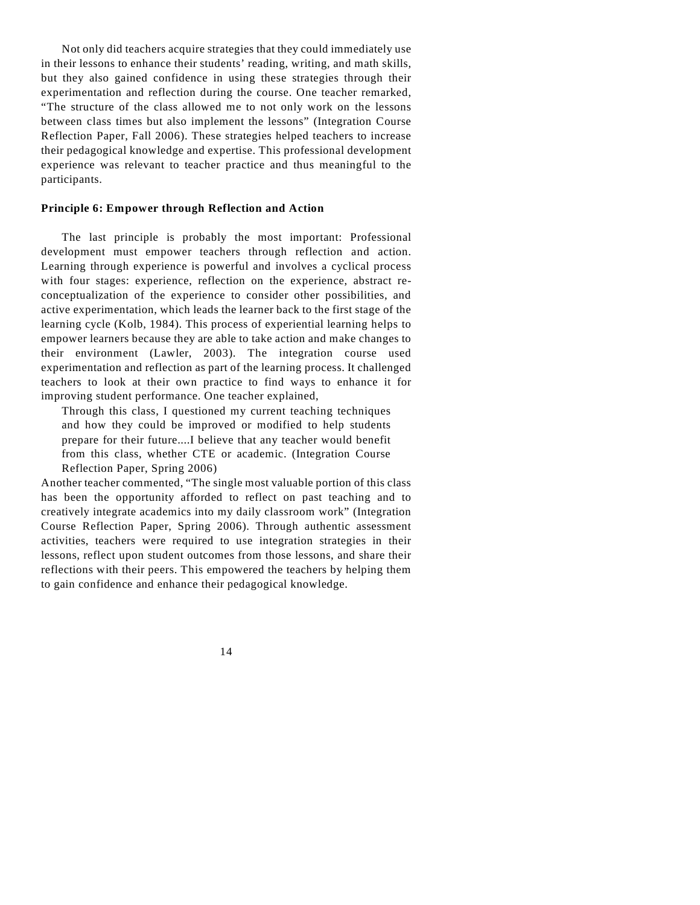Not only did teachers acquire strategies that they could immediately use in their lessons to enhance their students' reading, writing, and math skills, but they also gained confidence in using these strategies through their experimentation and reflection during the course. One teacher remarked, "The structure of the class allowed me to not only work on the lessons between class times but also implement the lessons" (Integration Course Reflection Paper, Fall 2006). These strategies helped teachers to increase their pedagogical knowledge and expertise. This professional development experience was relevant to teacher practice and thus meaningful to the participants.

### Principle 6: Empower through Reflection and Action

The last principle is probably the most important: Professional development must empower teachers through reflection and action. Learning through experience is powerful and involves a cyclical process with four stages: experience, reflection on the experience, abstract re-conceptualization of the experience to consider other possibilities, and active experimentation, which leads the learner back to the first stage of the learning cycle (Kolb, 1984). This process of experiential learning helps to empower learners because they are able to take action and make changes to their environment (Lawler, 2003). The integration course used experimentation and reflection as part of the learning process. It challenged teachers to look at their own practice to find ways to enhance it for improving student performance. One teacher explained,

> Through this class, I questioned my current teaching techniques and how they could be improved or modified to help students prepare for their future....I believe that any teacher would benefit from this class, whether CTE or academic. (Integration Course Reflection Paper, Spring 2006)

Another teacher commented, "The single most valuable portion of this class has been the opportunity afforded to reflect on past teaching and to creatively integrate academics into my daily classroom work" (Integration Course Reflection Paper, Spring 2006). Through authentic assessment activities, teachers were required to use integration strategies in their lessons, reflect upon student outcomes from those lessons, and share their reflections with their peers. This empowered the teachers by helping them to gain confidence and enhance their pedagogical knowledge.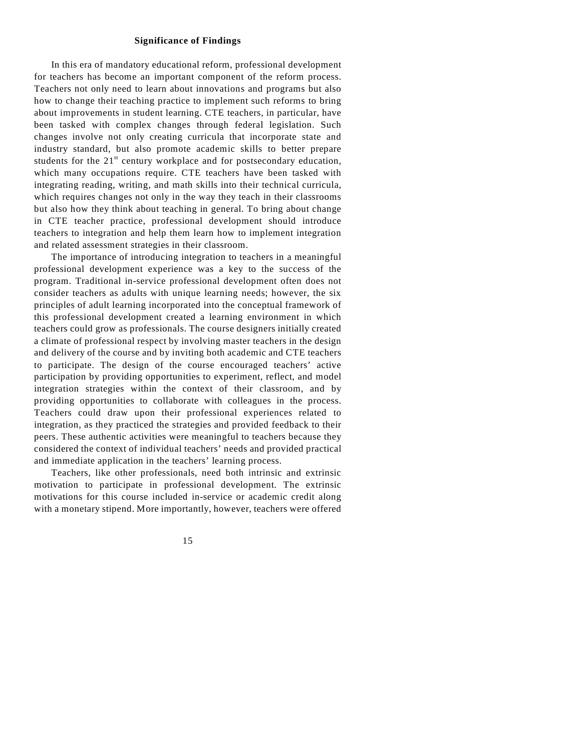## Significance of Findings

In this era of mandatory educational reform, professional development for teachers has become an important component of the reform process. Teachers not only need to learn about innovations and programs but also how to change their teaching practice to implement such reforms to bring about improvements in student learning. CTE teachers, in particular, have been tasked with complex changes through federal legislation. Such changes involve not only creating curricula that incorporate state and industry standard, but also promote academic skills to better prepare students for the 21st century workplace and for postsecondary education, which many occupations require. CTE teachers have been tasked with integrating reading, writing, and math skills into their technical curricula, which requires changes not only in the way they teach in their classrooms but also how they think about teaching in general. To bring about change in CTE teacher practice, professional development should introduce teachers to integration and help them learn how to implement integration and related assessment strategies in their classroom.

The importance of introducing integration to teachers in a meaningful professional development experience was a key to the success of the program. Traditional in-service professional development often does not consider teachers as adults with unique learning needs; however, the six principles of adult learning incorporated into the conceptual framework of this professional development created a learning environment in which teachers could grow as professionals. The course designers initially created a climate of professional respect by involving master teachers in the design and delivery of the course and by inviting both academic and CTE teachers to participate. The design of the course encouraged teachers' active participation by providing opportunities to experiment, reflect, and model integration strategies within the context of their classroom, and by providing opportunities to collaborate with colleagues in the process. Teachers could draw upon their professional experiences related to integration, as they practiced the strategies and provided feedback to their peers. These authentic activities were meaningful to teachers because they considered the context of individual teachers' needs and provided practical and immediate application in the teachers' learning process.

Teachers, like other professionals, need both intrinsic and extrinsic motivation to participate in professional development. The extrinsic motivations for this course included in-service or academic credit along with a monetary stipend. More importantly, however, teachers were offered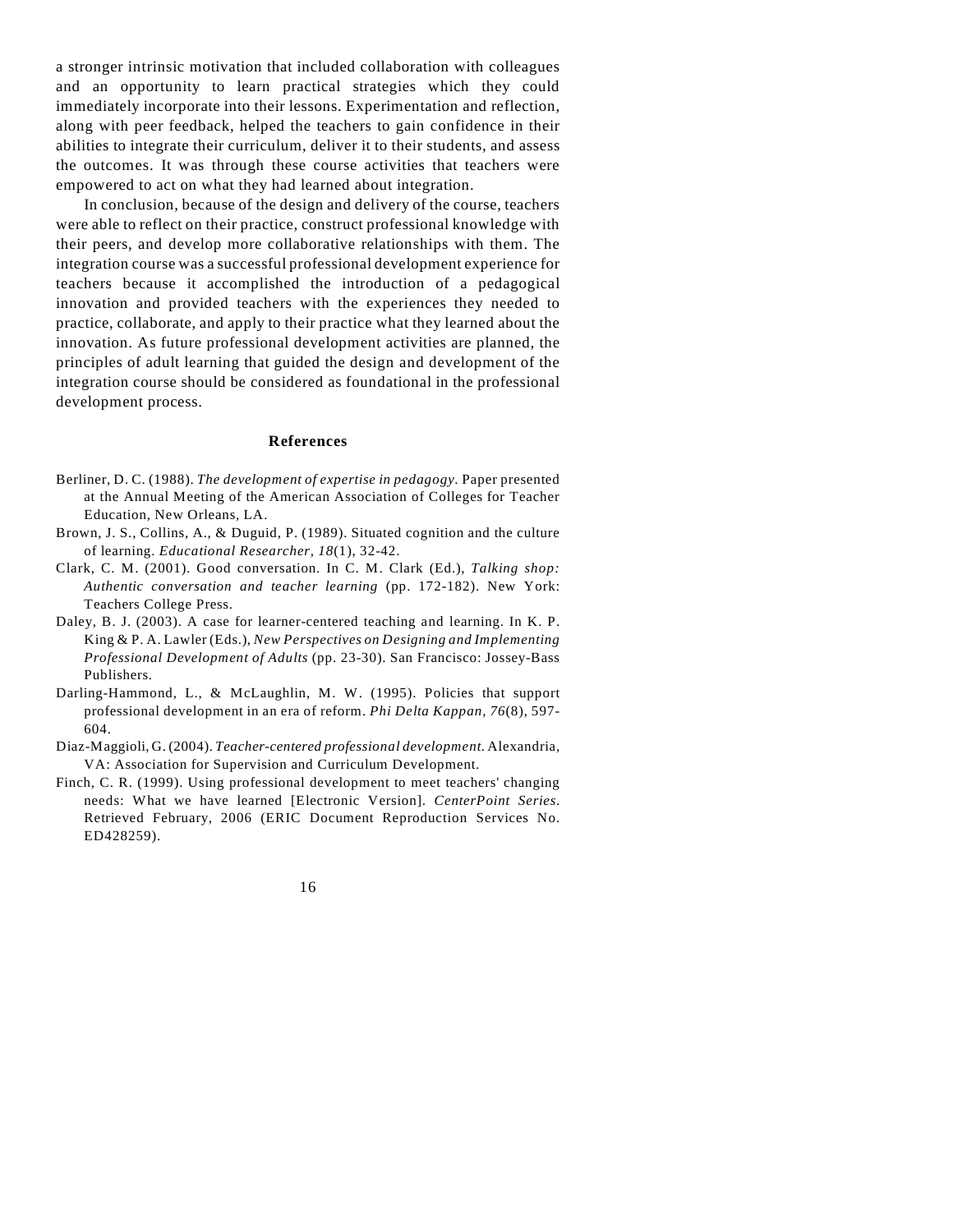a stronger intrinsic motivation that included collaboration with colleagues and an opportunity to learn practical strategies which they could immediately incorporate into their lessons. Experimentation and reflection, along with peer feedback, helped the teachers to gain confidence in their abilities to integrate their curriculum, deliver it to their students, and assess the outcomes. It was through these course activities that teachers were empowered to act on what they had learned about integration.

In conclusion, because of the design and delivery of the course, teachers were able to reflect on their practice, construct professional knowledge with their peers, and develop more collaborative relationships with them. The integration course was a successful professional development experience for teachers because it accomplished the introduction of a pedagogical innovation and provided teachers with the experiences they needed to practice, collaborate, and apply to their practice what they learned about the innovation. As future professional development activities are planned, the principles of adult learning that guided the design and development of the integration course should be considered as foundational in the professional development process.

## References

Berliner, D. C. (1988). *The development of expertise in pedagogy*. Paper presented at the Annual Meeting of the American Association of Colleges for Teacher Education, New Orleans, LA.

Brown, J. S., Collins, A., & Duguid, P. (1989). Situated cognition and the culture of learning. *Educational Researcher, 18*(1), 32-42.

Clark, C. M. (2001). Good conversation. In C. M. Clark (Ed.), *Talking shop: Authentic conversation and teacher learning* (pp. 172-182). New York: Teachers College Press.

Daley, B. J. (2003). A case for learner-centered teaching and learning. In K. P. King & P. A. Lawler (Eds.), *New Perspectives on Designing and Implementing Professional Development of Adults* (pp. 23-30). San Francisco: Jossey-Bass Publishers.

Darling-Hammond, L., & McLaughlin, M. W. (1995). Policies that support professional development in an era of reform. *Phi Delta Kappan, 76*(8), 597-604.

Diaz-Maggioli, G. (2004). *Teacher-centered professional development*. Alexandria, VA: Association for Supervision and Curriculum Development.

Finch, C. R. (1999). Using professional development to meet teachers' changing needs: What we have learned [Electronic Version]. *CenterPoint Series*. Retrieved February, 2006 (ERIC Document Reproduction Services No. ED428259).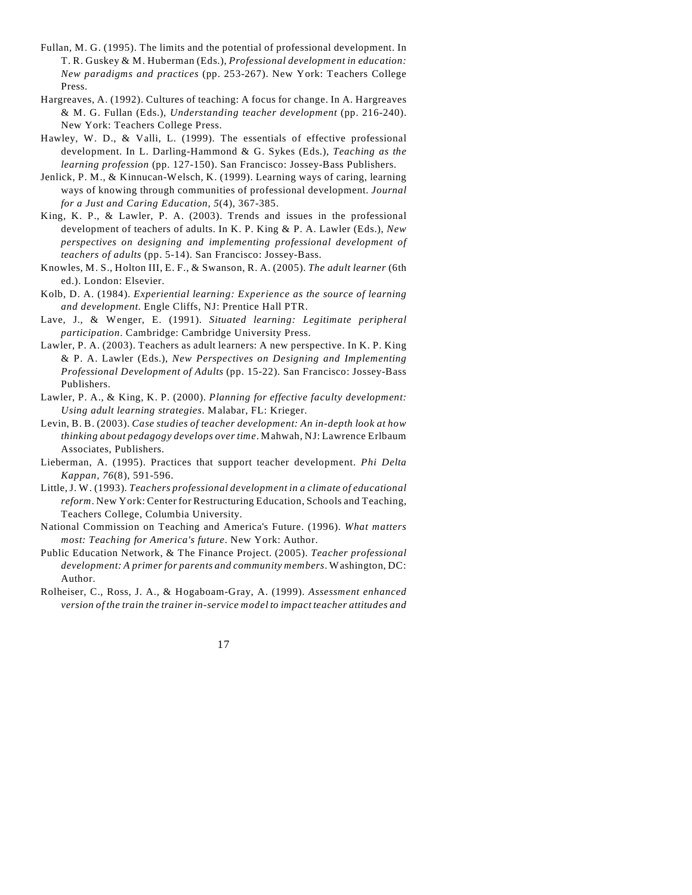Fullan, M. G. (1995). The limits and the potential of professional development. In T. R. Guskey & M. Huberman (Eds.), *Professional development in education: New paradigms and practices* (pp. 253-267). New York: Teachers College Press.

Hargreaves, A. (1992). Cultures of teaching: A focus for change. In A. Hargreaves & M. G. Fullan (Eds.), *Understanding teacher development* (pp. 216-240). New York: Teachers College Press.

Hawley, W. D., & Valli, L. (1999). The essentials of effective professional development. In L. Darling-Hammond & G. Sykes (Eds.), *Teaching as the learning profession* (pp. 127-150). San Francisco: Jossey-Bass Publishers.

Jenlick, P. M., & Kinnucan-Welsch, K. (1999). Learning ways of caring, learning ways of knowing through communities of professional development. *Journal for a Just and Caring Education, 5*(4), 367-385.

King, K. P., & Lawler, P. A. (2003). Trends and issues in the professional development of teachers of adults. In K. P. King & P. A. Lawler (Eds.), *New perspectives on designing and implementing professional development of teachers of adults* (pp. 5-14). San Francisco: Jossey-Bass.

Knowles, M. S., Holton III, E. F., & Swanson, R. A. (2005). *The adult learner* (6th ed.). London: Elsevier.

Kolb, D. A. (1984). *Experiential learning: Experience as the source of learning and development.* Engle Cliffs, NJ: Prentice Hall PTR.

Lave, J., & Wenger, E. (1991). *Situated learning: Legitimate peripheral participation*. Cambridge: Cambridge University Press.

Lawler, P. A. (2003). Teachers as adult learners: A new perspective. In K. P. King & P. A. Lawler (Eds.), *New Perspectives on Designing and Implementing Professional Development of Adults* (pp. 15-22). San Francisco: Jossey-Bass Publishers.

Lawler, P. A., & King, K. P. (2000). *Planning for effective faculty development: Using adult learning strategies*. Malabar, FL: Krieger.

Levin, B. B. (2003). *Case studies of teacher development: An in-depth look at how thinking about pedagogy develops over time*. Mahwah, NJ: Lawrence Erlbaum Associates, Publishers.

Lieberman, A. (1995). Practices that support teacher development. *Phi Delta Kappan, 76*(8), 591-596.

Little, J. W. (1993). *Teachers professional development in a climate of educational reform*. New York: Center for Restructuring Education, Schools and Teaching, Teachers College, Columbia University.

National Commission on Teaching and America's Future. (1996). *What matters most: Teaching for America's future*. New York: Author.

Public Education Network, & The Finance Project. (2005). *Teacher professional development: A primer for parents and community members*. Washington, DC: Author.

Rolheiser, C., Ross, J. A., & Hogaboam-Gray, A. (1999). *Assessment enhanced version of the train the trainer in-service model to impact teacher attitudes and*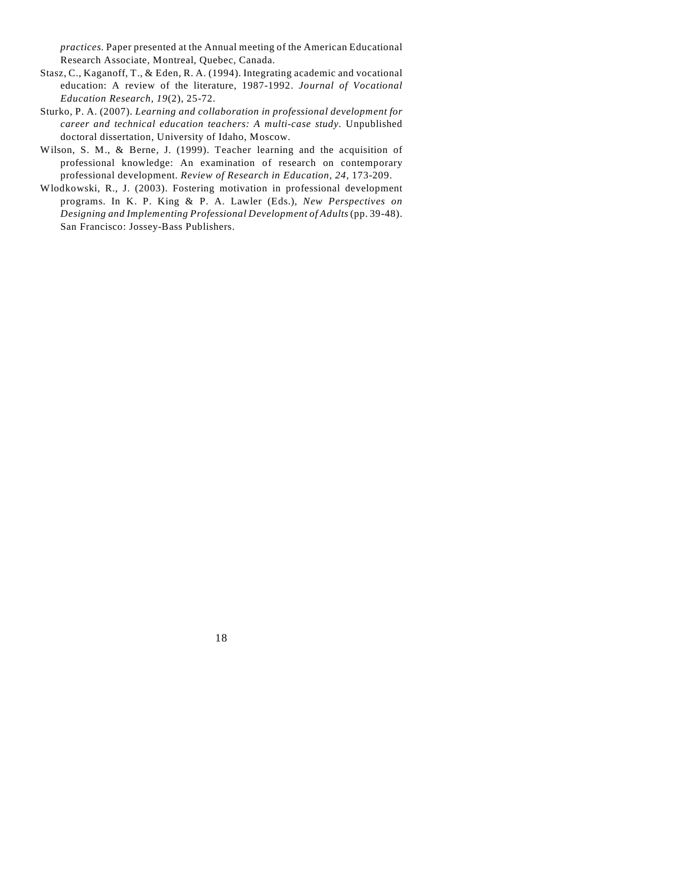*practices.* Paper presented at the Annual meeting of the American Educational Research Associate, Montreal, Quebec, Canada.

Stasz, C., Kaganoff, T., & Eden, R. A. (1994). Integrating academic and vocational education: A review of the literature, 1987-1992. *Journal of Vocational Education Research, 19*(2), 25-72.

Sturko, P. A. (2007). *Learning and collaboration in professional development for career and technical education teachers: A multi-case study.* Unpublished doctoral dissertation, University of Idaho, Moscow.

Wilson, S. M., & Berne, J. (1999). Teacher learning and the acquisition of professional knowledge: An examination of research on contemporary professional development. *Review of Research in Education, 24,* 173-209.

Wlodkowski, R., J. (2003). Fostering motivation in professional development programs. In K. P. King & P. A. Lawler (Eds.), *New Perspectives on Designing and Implementing Professional Development of Adults* (pp. 39-48). San Francisco: Jossey-Bass Publishers.